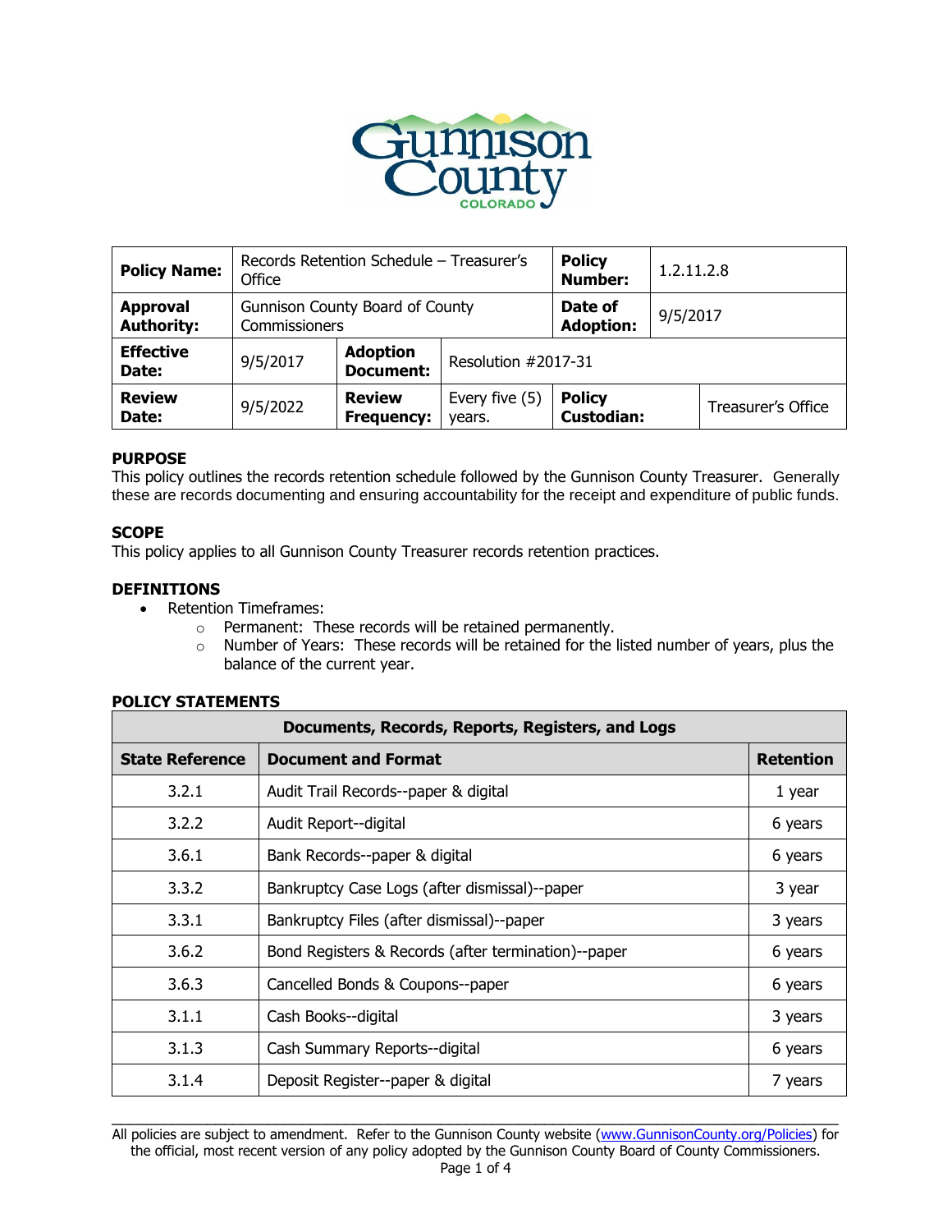| **Policy Name:** | Records Retention Schedule – Treasurer's Office | | | **Policy Number:** | 1.2.11.2.8 | |
|---|---|---|---|---|---|---|
| **Approval Authority:** | Gunnison County Board of County Commissioners | | | **Date of Adoption:** | 9/5/2017 | |
| **Effective Date:** | 9/5/2017 | **Adoption Document:** | Resolution #2017-31 | | | |
| **Review Date:** | 9/5/2022 | **Review Frequency:** | Every five (5) years. | **Policy Custodian:** | | Treasurer's Office |

**PURPOSE**

This policy outlines the records retention schedule followed by the Gunnison County Treasurer. Generally these are records documenting and ensuring accountability for the receipt and expenditure of public funds.

**SCOPE**

This policy applies to all Gunnison County Treasurer records retention practices.

**DEFINITIONS**

- Retention Timeframes:
  - Permanent: These records will be retained permanently.
  - Number of Years: These records will be retained for the listed number of years, plus the balance of the current year.

**POLICY STATEMENTS**

| Documents, Records, Reports, Registers, and Logs | | |
|---|---|---|
| **State Reference** | **Document and Format** | **Retention** |
| 3.2.1 | Audit Trail Records--paper & digital | 1 year |
| 3.2.2 | Audit Report--digital | 6 years |
| 3.6.1 | Bank Records--paper & digital | 6 years |
| 3.3.2 | Bankruptcy Case Logs (after dismissal)--paper | 3 year |
| 3.3.1 | Bankruptcy Files (after dismissal)--paper | 3 years |
| 3.6.2 | Bond Registers & Records (after termination)--paper | 6 years |
| 3.6.3 | Cancelled Bonds & Coupons--paper | 6 years |
| 3.1.1 | Cash Books--digital | 3 years |
| 3.1.3 | Cash Summary Reports--digital | 6 years |
| 3.1.4 | Deposit Register--paper & digital | 7 years |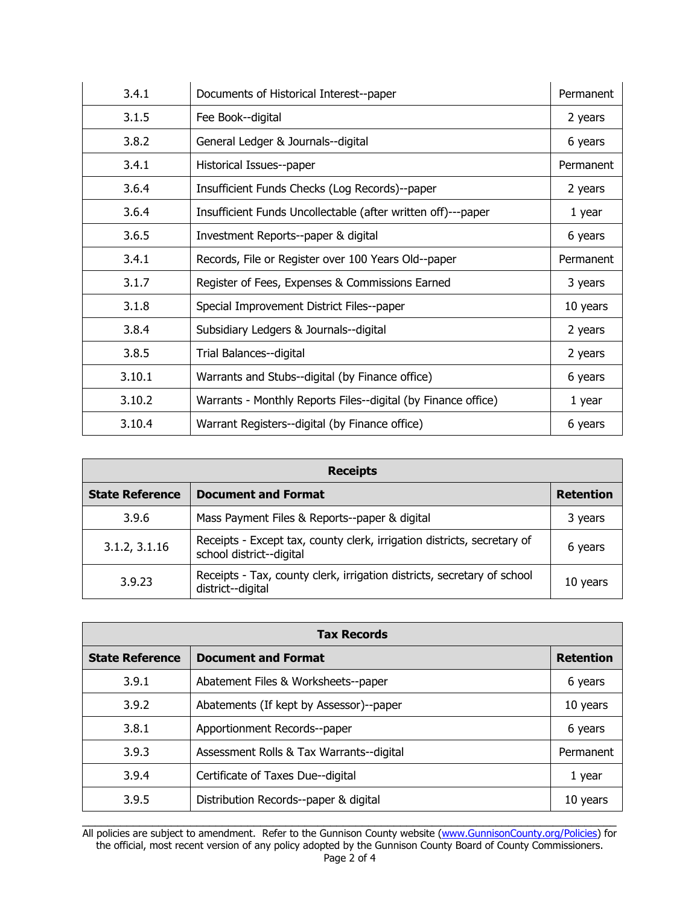| | | |
|---|---|---|
| 3.4.1 | Documents of Historical Interest--paper | Permanent |
| 3.1.5 | Fee Book--digital | 2 years |
| 3.8.2 | General Ledger & Journals--digital | 6 years |
| 3.4.1 | Historical Issues--paper | Permanent |
| 3.6.4 | Insufficient Funds Checks (Log Records)--paper | 2 years |
| 3.6.4 | Insufficient Funds Uncollectable (after written off)---paper | 1 year |
| 3.6.5 | Investment Reports--paper & digital | 6 years |
| 3.4.1 | Records, File or Register over 100 Years Old--paper | Permanent |
| 3.1.7 | Register of Fees, Expenses & Commissions Earned | 3 years |
| 3.1.8 | Special Improvement District Files--paper | 10 years |
| 3.8.4 | Subsidiary Ledgers & Journals--digital | 2 years |
| 3.8.5 | Trial Balances--digital | 2 years |
| 3.10.1 | Warrants and Stubs--digital (by Finance office) | 6 years |
| 3.10.2 | Warrants - Monthly Reports Files--digital (by Finance office) | 1 year |
| 3.10.4 | Warrant Registers--digital (by Finance office) | 6 years |

| **Receipts** | | |
|---|---|---|
| **State Reference** | **Document and Format** | **Retention** |
| 3.9.6 | Mass Payment Files & Reports--paper & digital | 3 years |
| 3.1.2, 3.1.16 | Receipts - Except tax, county clerk, irrigation districts, secretary of school district--digital | 6 years |
| 3.9.23 | Receipts - Tax, county clerk, irrigation districts, secretary of school district--digital | 10 years |

| **Tax Records** | | |
|---|---|---|
| **State Reference** | **Document and Format** | **Retention** |
| 3.9.1 | Abatement Files & Worksheets--paper | 6 years |
| 3.9.2 | Abatements (If kept by Assessor)--paper | 10 years |
| 3.8.1 | Apportionment Records--paper | 6 years |
| 3.9.3 | Assessment Rolls & Tax Warrants--digital | Permanent |
| 3.9.4 | Certificate of Taxes Due--digital | 1 year |
| 3.9.5 | Distribution Records--paper & digital | 10 years |

All policies are subject to amendment. Refer to the Gunnison County website (www.GunnisonCounty.org/Policies) for the official, most recent version of any policy adopted by the Gunnison County Board of County Commissioners.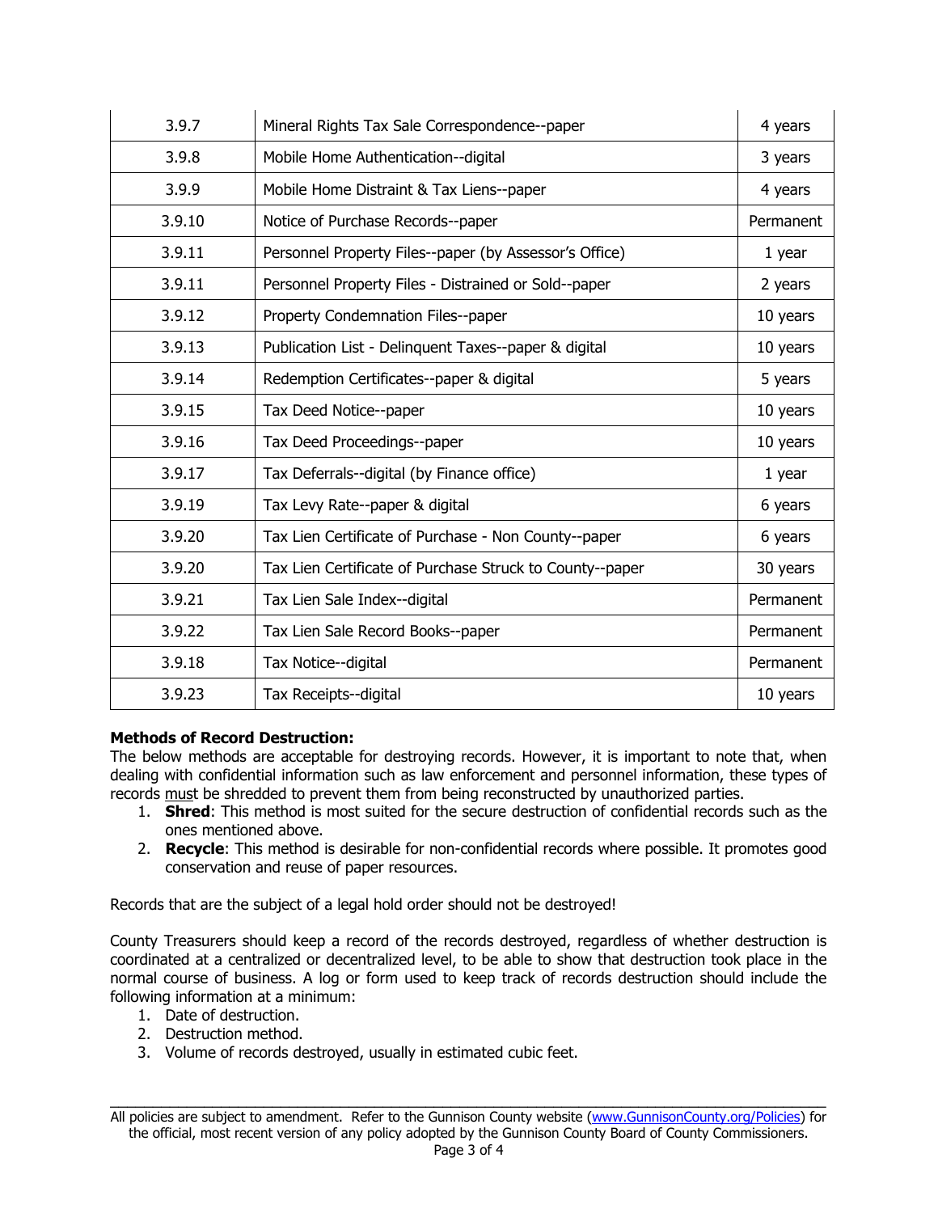| 3.9.7 | Mineral Rights Tax Sale Correspondence--paper | 4 years |
|---|---|---|
| 3.9.8 | Mobile Home Authentication--digital | 3 years |
| 3.9.9 | Mobile Home Distraint & Tax Liens--paper | 4 years |
| 3.9.10 | Notice of Purchase Records--paper | Permanent |
| 3.9.11 | Personnel Property Files--paper (by Assessor's Office) | 1 year |
| 3.9.11 | Personnel Property Files - Distrained or Sold--paper | 2 years |
| 3.9.12 | Property Condemnation Files--paper | 10 years |
| 3.9.13 | Publication List - Delinquent Taxes--paper & digital | 10 years |
| 3.9.14 | Redemption Certificates--paper & digital | 5 years |
| 3.9.15 | Tax Deed Notice--paper | 10 years |
| 3.9.16 | Tax Deed Proceedings--paper | 10 years |
| 3.9.17 | Tax Deferrals--digital (by Finance office) | 1 year |
| 3.9.19 | Tax Levy Rate--paper & digital | 6 years |
| 3.9.20 | Tax Lien Certificate of Purchase - Non County--paper | 6 years |
| 3.9.20 | Tax Lien Certificate of Purchase Struck to County--paper | 30 years |
| 3.9.21 | Tax Lien Sale Index--digital | Permanent |
| 3.9.22 | Tax Lien Sale Record Books--paper | Permanent |
| 3.9.18 | Tax Notice--digital | Permanent |
| 3.9.23 | Tax Receipts--digital | 10 years |

**Methods of Record Destruction:**
The below methods are acceptable for destroying records. However, it is important to note that, when dealing with confidential information such as law enforcement and personnel information, these types of records must be shredded to prevent them from being reconstructed by unauthorized parties.

1. **Shred**: This method is most suited for the secure destruction of confidential records such as the ones mentioned above.
2. **Recycle**: This method is desirable for non-confidential records where possible. It promotes good conservation and reuse of paper resources.

Records that are the subject of a legal hold order should not be destroyed!

County Treasurers should keep a record of the records destroyed, regardless of whether destruction is coordinated at a centralized or decentralized level, to be able to show that destruction took place in the normal course of business. A log or form used to keep track of records destruction should include the following information at a minimum:

1. Date of destruction.
2. Destruction method.
3. Volume of records destroyed, usually in estimated cubic feet.

All policies are subject to amendment. Refer to the Gunnison County website (www.GunnisonCounty.org/Policies) for the official, most recent version of any policy adopted by the Gunnison County Board of County Commissioners.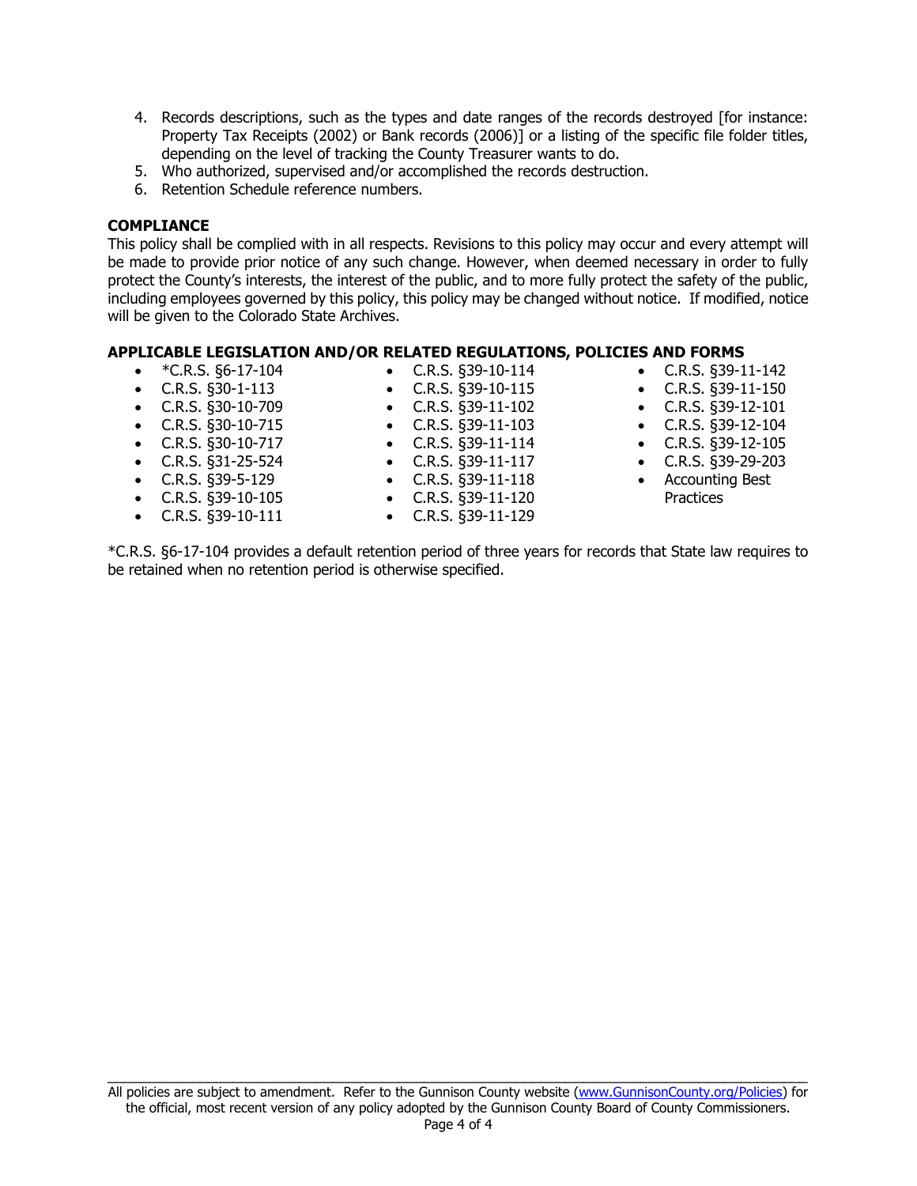4. Records descriptions, such as the types and date ranges of the records destroyed [for instance: Property Tax Receipts (2002) or Bank records (2006)] or a listing of the specific file folder titles, depending on the level of tracking the County Treasurer wants to do.
5. Who authorized, supervised and/or accomplished the records destruction.
6. Retention Schedule reference numbers.

**COMPLIANCE**

This policy shall be complied with in all respects. Revisions to this policy may occur and every attempt will be made to provide prior notice of any such change. However, when deemed necessary in order to fully protect the County's interests, the interest of the public, and to more fully protect the safety of the public, including employees governed by this policy, this policy may be changed without notice. If modified, notice will be given to the Colorado State Archives.

**APPLICABLE LEGISLATION AND/OR RELATED REGULATIONS, POLICIES AND FORMS**

- *C.R.S. §6-17-104
- C.R.S. §30-1-113
- C.R.S. §30-10-709
- C.R.S. §30-10-715
- C.R.S. §30-10-717
- C.R.S. §31-25-524
- C.R.S. §39-5-129
- C.R.S. §39-10-105
- C.R.S. §39-10-111
- C.R.S. §39-10-114
- C.R.S. §39-10-115
- C.R.S. §39-11-102
- C.R.S. §39-11-103
- C.R.S. §39-11-114
- C.R.S. §39-11-117
- C.R.S. §39-11-118
- C.R.S. §39-11-120
- C.R.S. §39-11-129
- C.R.S. §39-11-142
- C.R.S. §39-11-150
- C.R.S. §39-12-101
- C.R.S. §39-12-104
- C.R.S. §39-12-105
- C.R.S. §39-29-203
- Accounting Best Practices

*C.R.S. §6-17-104 provides a default retention period of three years for records that State law requires to be retained when no retention period is otherwise specified.